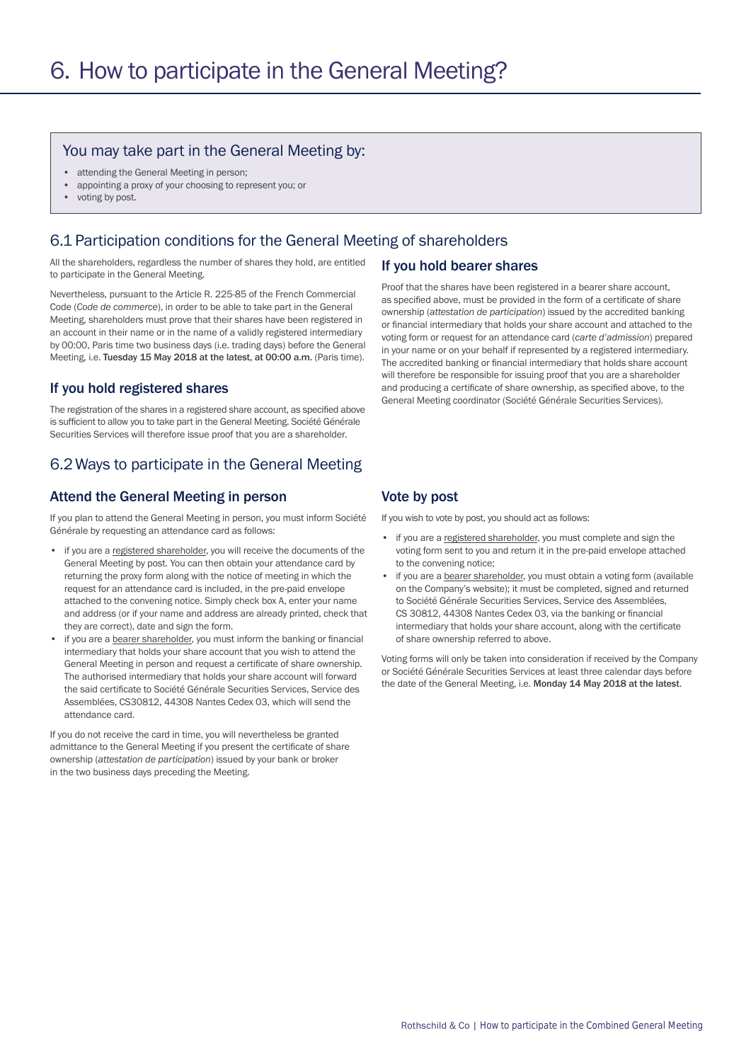# 6. How to participate in the General Meeting?

## You may take part in the General Meeting by:

- attending the General Meeting in person;
- appointing a proxy of your choosing to represent you; or
- voting by post.

## 6.1 Participation conditions for the General Meeting of shareholders

All the shareholders, regardless the number of shares they hold, are entitled to participate in the General Meeting.

Nevertheless, pursuant to the Article R. 225-85 of the French Commercial Code (*Code de commerce*), in order to be able to take part in the General Meeting, shareholders must prove that their shares have been registered in an account in their name or in the name of a validly registered intermediary by 00:00, Paris time two business days (i.e. trading days) before the General Meeting, i.e. **Tuesday 15 May 2018 at the latest, at 00:00 a.m.** (Paris time).

### If you hold registered shares

The registration of the shares in a registered share account, as specified above is sufficient to allow you to take part in the General Meeting. Société Générale Securities Services will therefore issue proof that you are a shareholder.

### If you hold bearer shares

Proof that the shares have been registered in a bearer share account, as specified above, must be provided in the form of a certificate of share ownership (*attestation de participation*) issued by the accredited banking or financial intermediary that holds your share account and attached to the voting form or request for an attendance card (*carte d'admission*) prepared in your name or on your behalf if represented by a registered intermediary. The accredited banking or financial intermediary that holds share account will therefore be responsible for issuing proof that you are a shareholder and producing a certificate of share ownership, as specified above, to the General Meeting coordinator (Société Générale Securities Services).

## 6.2 Ways to participate in the General Meeting

### Attend the General Meeting in person

If you plan to attend the General Meeting in person, you must inform Société Générale by requesting an attendance card as follows:

- if you are a registered shareholder, you will receive the documents of the General Meeting by post. You can then obtain your attendance card by returning the proxy form along with the notice of meeting in which the request for an attendance card is included, in the pre-paid envelope attached to the convening notice. Simply check box A, enter your name and address (or if your name and address are already printed, check that they are correct), date and sign the form.
- if you are a bearer shareholder, you must inform the banking or financial intermediary that holds your share account that you wish to attend the General Meeting in person and request a certificate of share ownership. The authorised intermediary that holds your share account will forward the said certificate to Société Générale Securities Services, Service des Assemblées, CS30812, 44308 Nantes Cedex 03, which will send the attendance card.

If you do not receive the card in time, you will nevertheless be granted admittance to the General Meeting if you present the certificate of share ownership (*attestation de participation*) issued by your bank or broker in the two business days preceding the Meeting.

### Vote by post

If you wish to vote by post, you should act as follows:

- if you are a registered shareholder, you must complete and sign the voting form sent to you and return it in the pre-paid envelope attached to the convening notice;
- if you are a bearer shareholder, you must obtain a voting form (available on the Company's website); it must be completed, signed and returned to Société Générale Securities Services, Service des Assemblées, CS 30812, 44308 Nantes Cedex 03, via the banking or financial intermediary that holds your share account, along with the certificate of share ownership referred to above.

Voting forms will only be taken into consideration if received by the Company or Société Générale Securities Services at least three calendar days before the date of the General Meeting, i.e. **Monday 14 May 2018 at the latest**.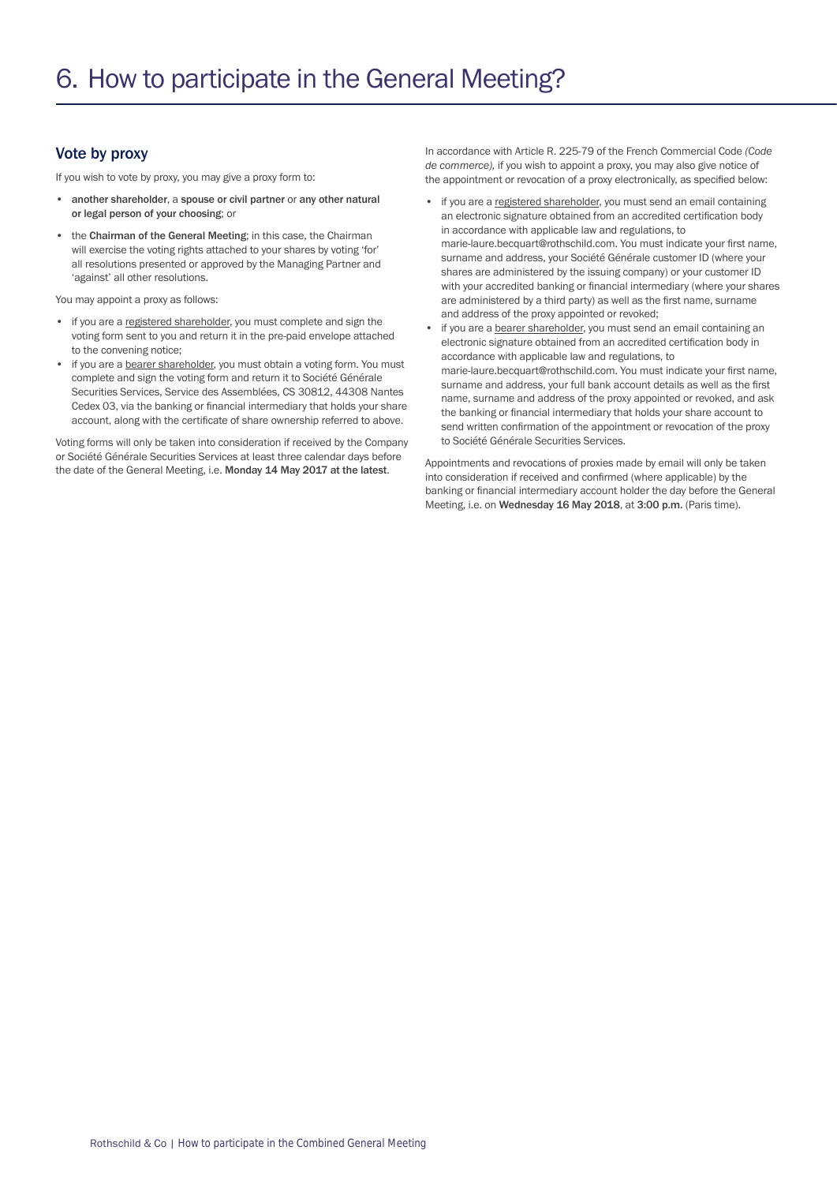# 6. How to participate in the General Meeting?

## Vote by proxy

If you wish to vote by proxy, you may give a proxy form to:

- **another shareholder**, a **spouse or civil partner** or **any other natural or legal person of your choosing**; or
- the **Chairman of the General Meeting**; in this case, the Chairman will exercise the voting rights attached to your shares by voting 'for' all resolutions presented or approved by the Managing Partner and 'against' all other resolutions.

You may appoint a proxy as follows:

- if you are a registered shareholder, you must complete and sign the voting form sent to you and return it in the pre-paid envelope attached to the convening notice;
- if you are a bearer shareholder, you must obtain a voting form. You must complete and sign the voting form and return it to Société Générale Securities Services, Service des Assemblées, CS 30812, 44308 Nantes Cedex 03, via the banking or financial intermediary that holds your share account, along with the certificate of share ownership referred to above.

Voting forms will only be taken into consideration if received by the Company or Société Générale Securities Services at least three calendar days before the date of the General Meeting, i.e. **Monday 14 May 2017 at the latest**.

In accordance with Article R. 225-79 of the French Commercial Code *(Code de commerce),* if you wish to appoint a proxy, you may also give notice of the appointment or revocation of a proxy electronically, as specified below:

- if you are a registered shareholder, you must send an email containing an electronic signature obtained from an accredited certification body in accordance with applicable law and regulations, to marie-laure.becquart@rothschild.com. You must indicate your first name, surname and address, your Société Générale customer ID (where your shares are administered by the issuing company) or your customer ID with your accredited banking or financial intermediary (where your shares are administered by a third party) as well as the first name, surname and address of the proxy appointed or revoked;
- if you are a bearer shareholder, you must send an email containing an electronic signature obtained from an accredited certification body in accordance with applicable law and regulations, to marie-laure.becquart@rothschild.com. You must indicate your first name, surname and address, your full bank account details as well as the first name, surname and address of the proxy appointed or revoked, and ask the banking or financial intermediary that holds your share account to send written confirmation of the appointment or revocation of the proxy to Société Générale Securities Services.

Appointments and revocations of proxies made by email will only be taken into consideration if received and confirmed (where applicable) by the banking or financial intermediary account holder the day before the General Meeting, i.e. on **Wednesday 16 May 2018**, at **3:00 p.m.** (Paris time).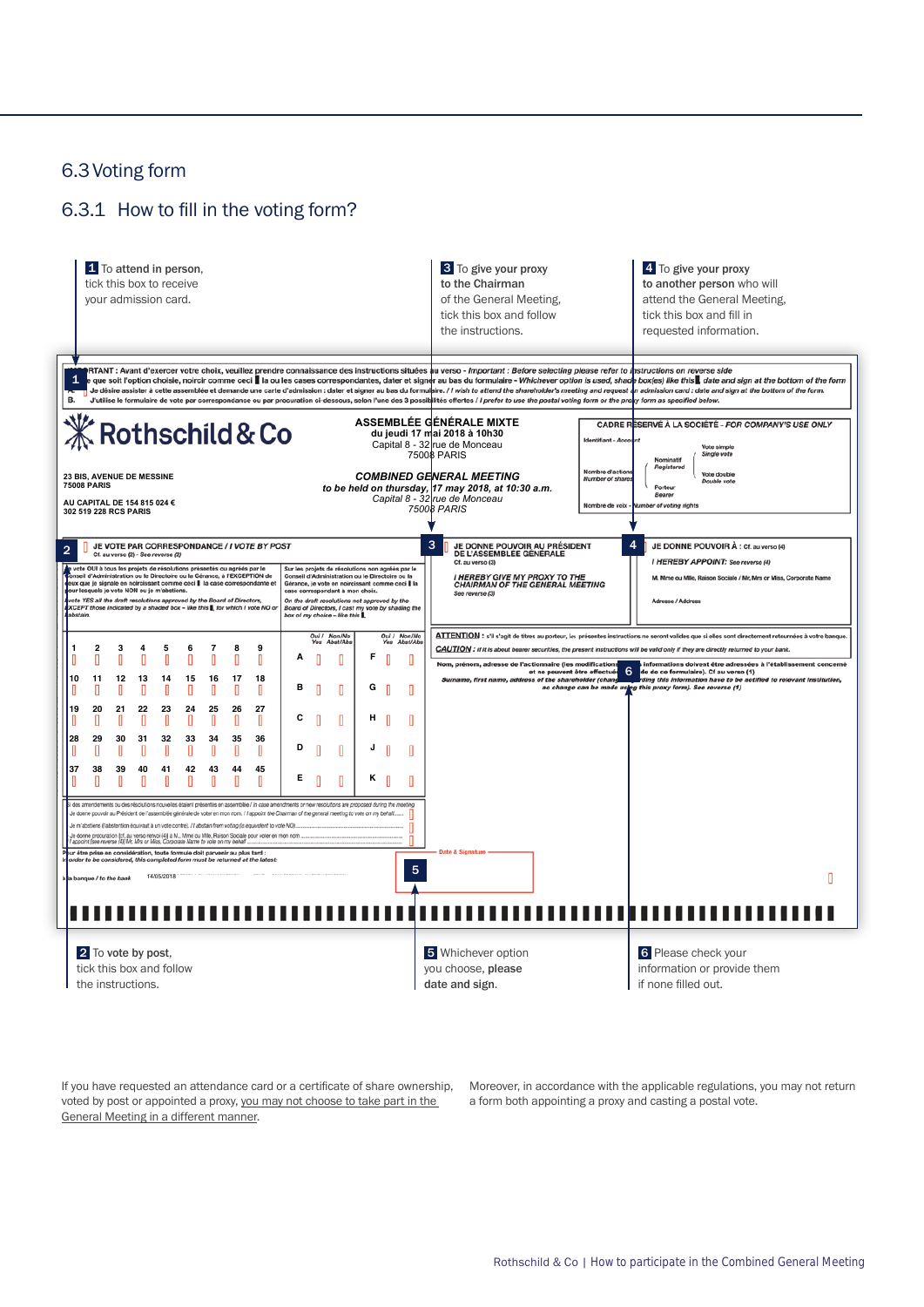## 6.3 Voting form

### 6.3.1 How to fill in the voting form?

**1** To attend in person, tick this box to receive your admission card.

**3** To give your proxy **to the Chairman** of the General Meeting, tick this box and follow the instructions.

**4** To give your proxy **to another person** who will attend the General Meeting, tick this box and fill in requested information.

IMPORTANT : Avant d'exercer votre choix, veuillez prendre connaissance des instructions situées au verso - *Important : Before selecting please refer to instructions on reverse side*
Quelle que soit l'option choisie, noircir comme ceci ▮ la ou les cases correspondantes, dater et signer au bas du formulaire - *Whichever option is used, shade box(es) like this ▮, date and sign at the bottom of the form*
A. Je désire assister à cette assemblée et demande une carte d'admission : dater et signer au bas du formulaire. / *I wish to attend the shareholder's meeting and request an admission card : date and sign at the bottom of the form.*
B. J'utilise le formulaire de vote par correspondance ou par procuration ci-dessous, selon l'une des 3 possibilités offertes / *I prefer to use the postal voting form or the proxy form as specified below.*

**Rothschild & Co**

23 BIS, AVENUE DE MESSINE
75008 PARIS

AU CAPITAL DE 154 815 024 €
302 519 228 RCS PARIS

**ASSEMBLÉE GÉNÉRALE MIXTE**
du jeudi 17 mai 2018 à 10h30
Capital 8 - 32 rue de Monceau
75008 PARIS

***COMBINED GENERAL MEETING***
*to be held on thursday, 17 may 2018, at 10:30 a.m.*
*Capital 8 - 32 rue de Monceau*
*75008 PARIS*

CADRE RÉSERVÉ À LA SOCIÉTÉ - *FOR COMPANY'S USE ONLY*
Identifiant - Account
Nombre d'actions / Number of shares — Nominatif / Registered — Porteur / Bearer
Vote simple / Single vote — Vote double / Double vote
Nombre de voix - Number of voting rights

**2** JE VOTE PAR CORRESPONDANCE / *I VOTE BY POST* — Cf. au verso (2) - See reverse (2)

Je vote OUI à tous les projets de résolutions présentés ou agréés par le Conseil d'Administration ou le Directoire ou la Gérance, à l'EXCEPTION de ceux que je signale en noircissant comme ceci ▮ la case correspondante et pour lesquels je vote NON ou je m'abstiens.
*I vote YES all the draft resolutions approved by the Board of Directors, EXCEPT those indicated by a shaded box – like this ▮, for which I vote NO or I abstain.*

Sur les projets de résolutions non agréés par le Conseil d'Administration ou le Directoire ou la Gérance, je vote en noircissant comme ceci ▮ la case correspondant à mon choix.
*On the draft resolutions not approved by the Board of Directors, I cast my vote by shading the box of my choice – like this ▮.*

| | | | | | | | | |
|---|---|---|---|---|---|---|---|---|
| 1 | 2 | 3 | 4 | 5 | 6 | 7 | 8 | 9 |
| 10 | 11 | 12 | 13 | 14 | 15 | 16 | 17 | 18 |
| 19 | 20 | 21 | 22 | 23 | 24 | 25 | 26 | 27 |
| 28 | 29 | 30 | 31 | 32 | 33 | 34 | 35 | 36 |
| 37 | 38 | 39 | 40 | 41 | 42 | 43 | 44 | 45 |

| | Oui / Yes | Non/No Abst/Abs | | Oui / Yes | Non/No Abst/Abs |
|---|---|---|---|---|---|
| A | | | F | | |
| B | | | G | | |
| C | | | H | | |
| D | | | J | | |
| E | | | K | | |

Si des amendements ou des résolutions nouvelles étaient présentés en assemblée / *In case amendments or new resolutions are proposed during the meeting*
- Je donne pouvoir au Président de l'assemblée générale de voter en mon nom. / *I appoint the Chairman of the general meeting to vote on my behalf*
- Je m'abstiens (l'abstention équivaut à un vote contre). / *I abstain from voting (is equivalent to vote NO)*
- Je donne procuration [cf. au verso renvoi (4)] à M., Mme ou Mlle, Raison Sociale pour voter en mon nom / *I appoint [see reverse (4)] Mr, Mrs or Miss, Corporate Name to vote on my behalf*

Pour être prise en considération, toute formule doit parvenir au plus tard : / *In order to be considered, this completed form must be returned at the latest:*
à la banque / *to the bank* 14/05/2018

**3** JE DONNE POUVOIR AU PRÉSIDENT DE L'ASSEMBLÉE GÉNÉRALE — Cf. au verso (3)
*I HEREBY GIVE MY PROXY TO THE CHAIRMAN OF THE GENERAL MEETING* — See reverse (3)

**4** JE DONNE POUVOIR À : Cf. au verso (4)
*I HEREBY APPOINT:* See reverse (4)
M. Mme ou Mlle, Raison Sociale / Mr, Mrs or Miss, Corporate Name
Adresse / Address

**ATTENTION :** s'il s'agit de titres au porteur, les présentes instructions ne seront valides que si elles sont directement retournées à votre banque.
***CAUTION :*** *if it is about bearer securities, the present instructions will be valid only if they are directly returned to your bank.*

**6** Nom, prénom, adresse de l'actionnaire (les modifications de ces informations doivent être adressées à l'établissement concerné et ne peuvent être effectuées à l'aide de ce formulaire). Cf au verso (1)
*Surname, first name, address of the shareholder (change regarding this information have to be notified to relevant institution, no change can be made using this proxy form). See reverse (1)*

**5** Date & Signature

**2** To vote by post, tick this box and follow the instructions.

**5** Whichever option you choose, **please date and sign**.

**6** Please check your information or provide them if none filled out.

If you have requested an attendance card or a certificate of share ownership, voted by post or appointed a proxy, you may not choose to take part in the General Meeting in a different manner.

Moreover, in accordance with the applicable regulations, you may not return a form both appointing a proxy and casting a postal vote.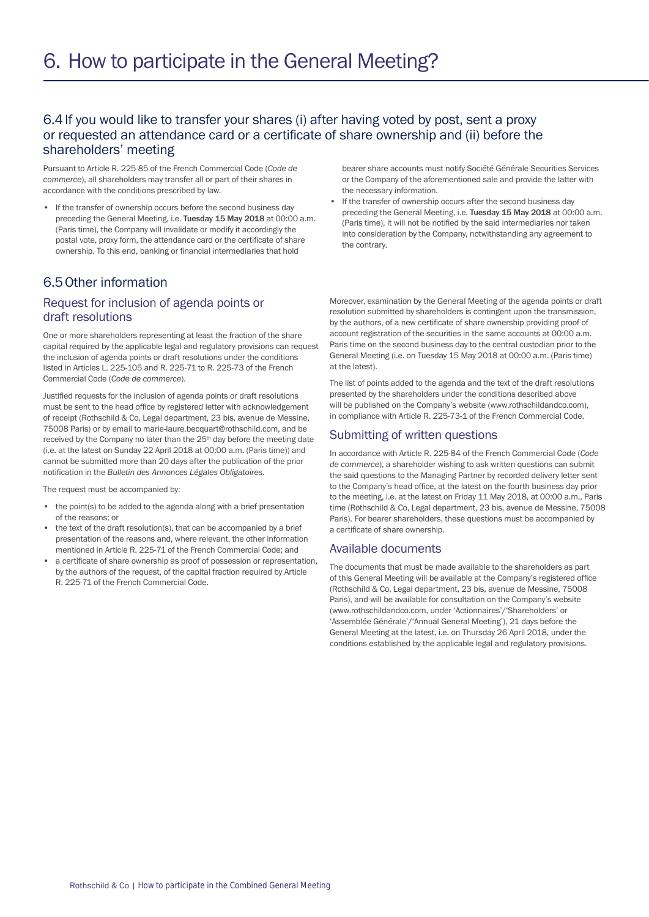# 6. How to participate in the General Meeting?

## 6.4 If you would like to transfer your shares (i) after having voted by post, sent a proxy or requested an attendance card or a certificate of share ownership and (ii) before the shareholders' meeting

Pursuant to Article R. 225-85 of the French Commercial Code (*Code de commerce*), all shareholders may transfer all or part of their shares in accordance with the conditions prescribed by law.

- If the transfer of ownership occurs before the second business day preceding the General Meeting, i.e. **Tuesday 15 May 2018** at 00:00 a.m. (Paris time), the Company will invalidate or modify it accordingly the postal vote, proxy form, the attendance card or the certificate of share ownership. To this end, banking or financial intermediaries that hold bearer share accounts must notify Société Générale Securities Services or the Company of the aforementioned sale and provide the latter with the necessary information.
- If the transfer of ownership occurs after the second business day preceding the General Meeting, i.e. **Tuesday 15 May 2018** at 00:00 a.m. (Paris time), it will not be notified by the said intermediaries nor taken into consideration by the Company, notwithstanding any agreement to the contrary.

## 6.5 Other information

### Request for inclusion of agenda points or draft resolutions

One or more shareholders representing at least the fraction of the share capital required by the applicable legal and regulatory provisions can request the inclusion of agenda points or draft resolutions under the conditions listed in Articles L. 225-105 and R. 225-71 to R. 225-73 of the French Commercial Code (*Code de commerce*).

Justified requests for the inclusion of agenda points or draft resolutions must be sent to the head office by registered letter with acknowledgement of receipt (Rothschild & Co, Legal department, 23 bis, avenue de Messine, 75008 Paris) or by email to marie-laure.becquart@rothschild.com, and be received by the Company no later than the 25th day before the meeting date (i.e. at the latest on Sunday 22 April 2018 at 00:00 a.m. (Paris time)) and cannot be submitted more than 20 days after the publication of the prior notification in the *Bulletin des Annonces Légales Obligatoires*.

The request must be accompanied by:

- the point(s) to be added to the agenda along with a brief presentation of the reasons; or
- the text of the draft resolution(s), that can be accompanied by a brief presentation of the reasons and, where relevant, the other information mentioned in Article R. 225-71 of the French Commercial Code; and
- a certificate of share ownership as proof of possession or representation, by the authors of the request, of the capital fraction required by Article R. 225-71 of the French Commercial Code.

Moreover, examination by the General Meeting of the agenda points or draft resolution submitted by shareholders is contingent upon the transmission, by the authors, of a new certificate of share ownership providing proof of account registration of the securities in the same accounts at 00:00 a.m. Paris time on the second business day to the central custodian prior to the General Meeting (i.e. on Tuesday 15 May 2018 at 00:00 a.m. (Paris time) at the latest).

The list of points added to the agenda and the text of the draft resolutions presented by the shareholders under the conditions described above will be published on the Company's website (www.rothschildandco.com), in compliance with Article R. 225-73-1 of the French Commercial Code.

### Submitting of written questions

In accordance with Article R. 225-84 of the French Commercial Code (*Code de commerce*), a shareholder wishing to ask written questions can submit the said questions to the Managing Partner by recorded delivery letter sent to the Company's head office, at the latest on the fourth business day prior to the meeting, i.e. at the latest on Friday 11 May 2018, at 00:00 a.m., Paris time (Rothschild & Co, Legal department, 23 bis, avenue de Messine, 75008 Paris). For bearer shareholders, these questions must be accompanied by a certificate of share ownership.

### Available documents

The documents that must be made available to the shareholders as part of this General Meeting will be available at the Company's registered office (Rothschild & Co, Legal department, 23 bis, avenue de Messine, 75008 Paris), and will be available for consultation on the Company's website (www.rothschildandco.com, under 'Actionnaires'/'Shareholders' or 'Assemblée Générale'/'Annual General Meeting'), 21 days before the General Meeting at the latest, i.e. on Thursday 26 April 2018, under the conditions established by the applicable legal and regulatory provisions.